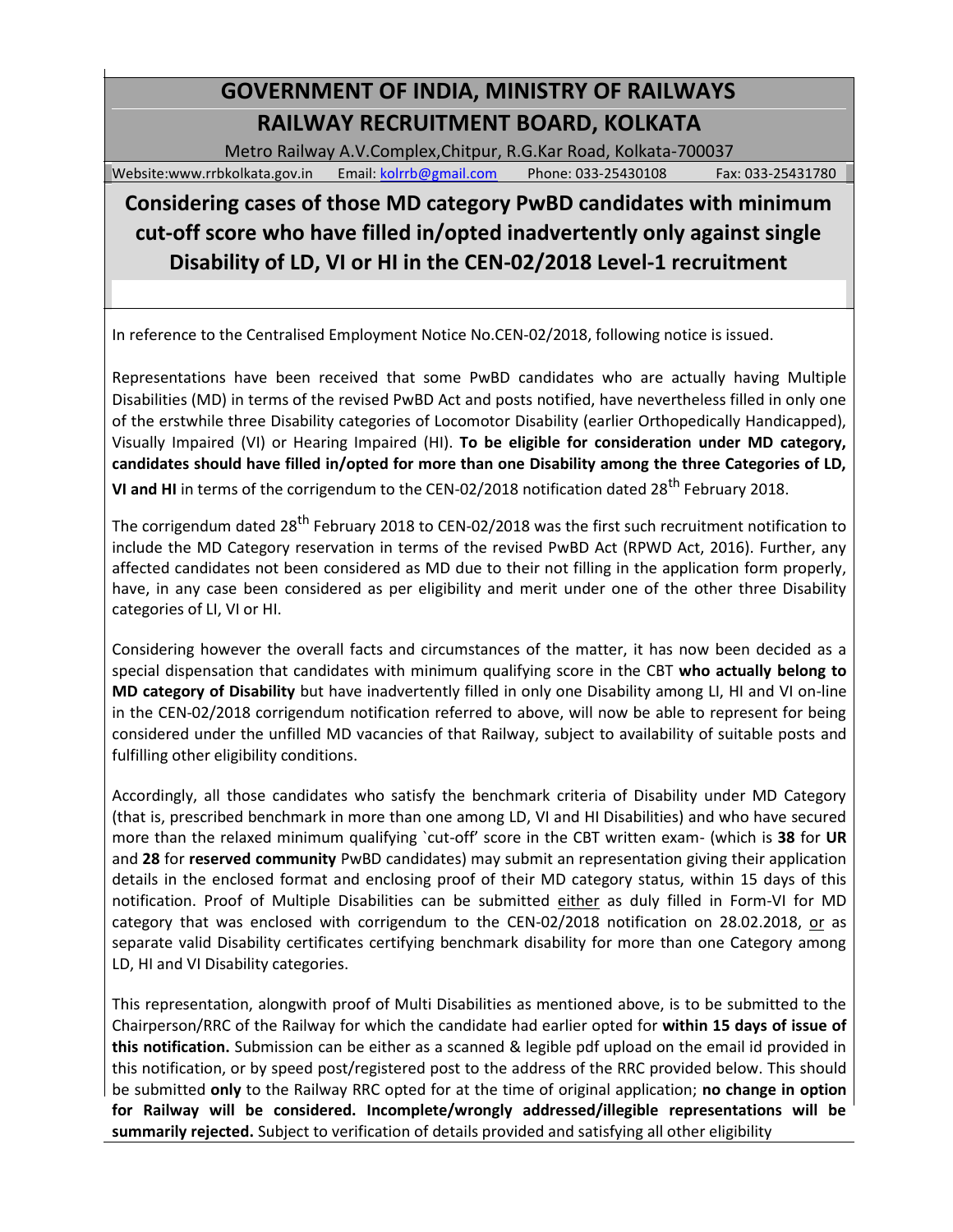# GOVERNMENT OF INDIA, MINISTRY OF RAILWAYS

## RAILWAY RECRUITMENT BOARD, KOLKATA

Metro Railway A.V.Complex,Chitpur, R.G.Kar Road, Kolkata-700037

Website:www.rrbkolkata.gov.in Email: kolrrb@gmail.com Phone: 033-25430108 Fax: 033-25431780

## Considering cases of those MD category PwBD candidates with minimum cut-off score who have filled in/opted inadvertently only against single Disability of LD, VI or HI in the CEN-02/2018 Level-1 recruitment

In reference to the Centralised Employment Notice No.CEN-02/2018, following notice is issued.

Representations have been received that some PwBD candidates who are actually having Multiple Disabilities (MD) in terms of the revised PwBD Act and posts notified, have nevertheless filled in only one of the erstwhile three Disability categories of Locomotor Disability (earlier Orthopedically Handicapped), Visually Impaired (VI) or Hearing Impaired (HI). **To be eligible for consideration under MD category, candidates should have filled in/opted for more than one Disability among the three Categories of LD, VI and HI** in terms of the corrigendum to the CEN-02/2018 notification dated 28th February 2018.

The corrigendum dated 28th February 2018 to CEN-02/2018 was the first such recruitment notification to include the MD Category reservation in terms of the revised PwBD Act (RPWD Act, 2016). Further, any affected candidates not been considered as MD due to their not filling in the application form properly, have, in any case been considered as per eligibility and merit under one of the other three Disability categories of LI, VI or HI.

Considering however the overall facts and circumstances of the matter, it has now been decided as a special dispensation that candidates with minimum qualifying score in the CBT **who actually belong to MD category of Disability** but have inadvertently filled in only one Disability among LI, HI and VI on-line in the CEN-02/2018 corrigendum notification referred to above, will now be able to represent for being considered under the unfilled MD vacancies of that Railway, subject to availability of suitable posts and fulfilling other eligibility conditions.

Accordingly, all those candidates who satisfy the benchmark criteria of Disability under MD Category (that is, prescribed benchmark in more than one among LD, VI and HI Disabilities) and who have secured more than the relaxed minimum qualifying `cut-off' score in the CBT written exam- (which is **38** for **UR** and **28** for **reserved community** PwBD candidates) may submit an representation giving their application details in the enclosed format and enclosing proof of their MD category status, within 15 days of this notification. Proof of Multiple Disabilities can be submitted either as duly filled in Form-VI for MD category that was enclosed with corrigendum to the CEN-02/2018 notification on 28.02.2018, or as separate valid Disability certificates certifying benchmark disability for more than one Category among LD, HI and VI Disability categories.

This representation, alongwith proof of Multi Disabilities as mentioned above, is to be submitted to the Chairperson/RRC of the Railway for which the candidate had earlier opted for **within 15 days of issue of this notification.** Submission can be either as a scanned & legible pdf upload on the email id provided in this notification, or by speed post/registered post to the address of the RRC provided below. This should be submitted **only** to the Railway RRC opted for at the time of original application; **no change in option for Railway will be considered. Incomplete/wrongly addressed/illegible representations will be summarily rejected.** Subject to verification of details provided and satisfying all other eligibility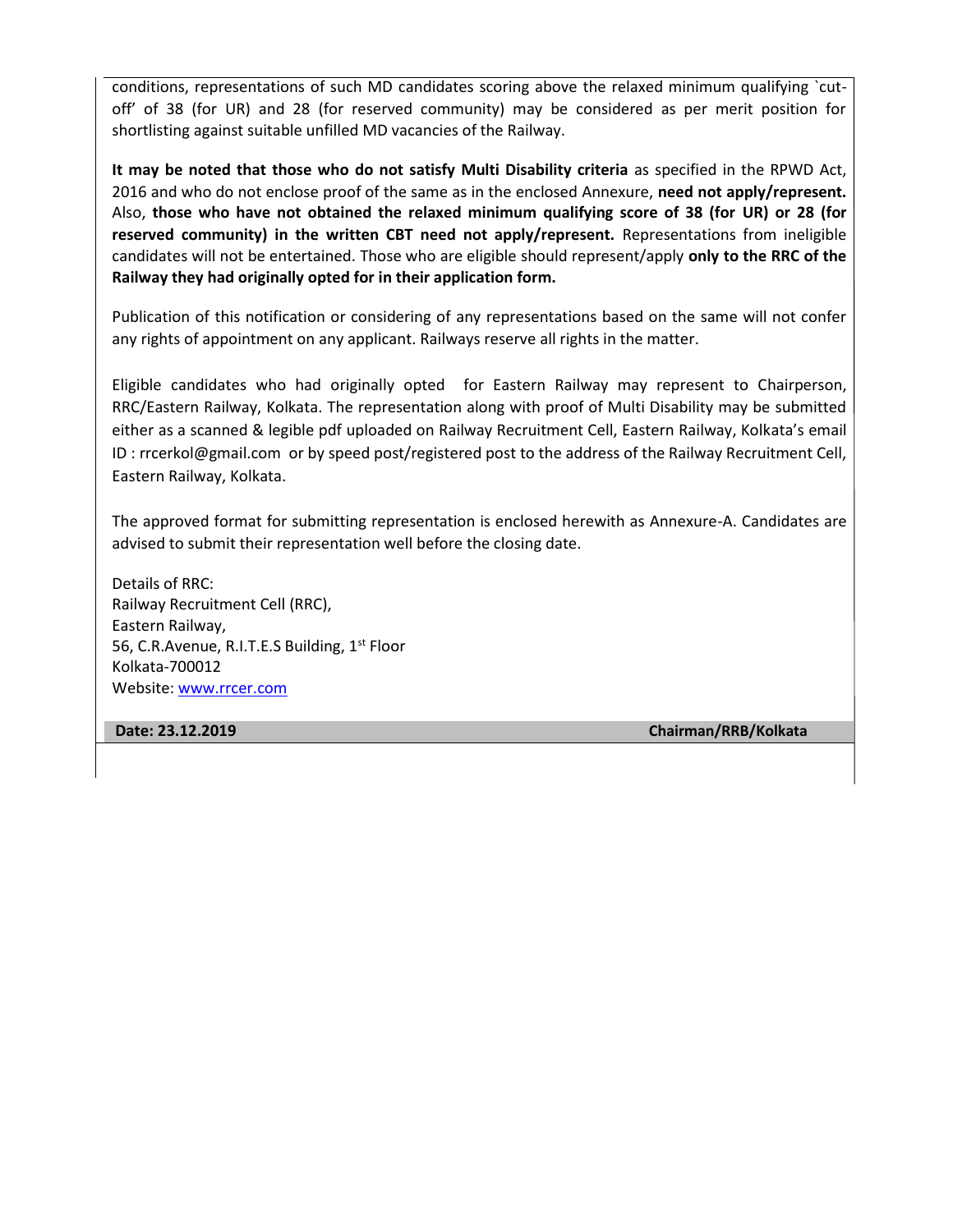conditions, representations of such MD candidates scoring above the relaxed minimum qualifying `cut-off' of 38 (for UR) and 28 (for reserved community) may be considered as per merit position for shortlisting against suitable unfilled MD vacancies of the Railway.

**It may be noted that those who do not satisfy Multi Disability criteria** as specified in the RPWD Act, 2016 and who do not enclose proof of the same as in the enclosed Annexure, **need not apply/represent.** Also, **those who have not obtained the relaxed minimum qualifying score of 38 (for UR) or 28 (for reserved community) in the written CBT need not apply/represent.** Representations from ineligible candidates will not be entertained. Those who are eligible should represent/apply **only to the RRC of the Railway they had originally opted for in their application form.**

Publication of this notification or considering of any representations based on the same will not confer any rights of appointment on any applicant. Railways reserve all rights in the matter.

Eligible candidates who had originally opted for Eastern Railway may represent to Chairperson, RRC/Eastern Railway, Kolkata. The representation along with proof of Multi Disability may be submitted either as a scanned & legible pdf uploaded on Railway Recruitment Cell, Eastern Railway, Kolkata's email ID : rrcerkol@gmail.com or by speed post/registered post to the address of the Railway Recruitment Cell, Eastern Railway, Kolkata.

The approved format for submitting representation is enclosed herewith as Annexure-A. Candidates are advised to submit their representation well before the closing date.

Details of RRC:
Railway Recruitment Cell (RRC),
Eastern Railway,
56, C.R.Avenue, R.I.T.E.S Building, 1st Floor
Kolkata-700012
Website: www.rrcer.com

**Date: 23.12.2019** **Chairman/RRB/Kolkata**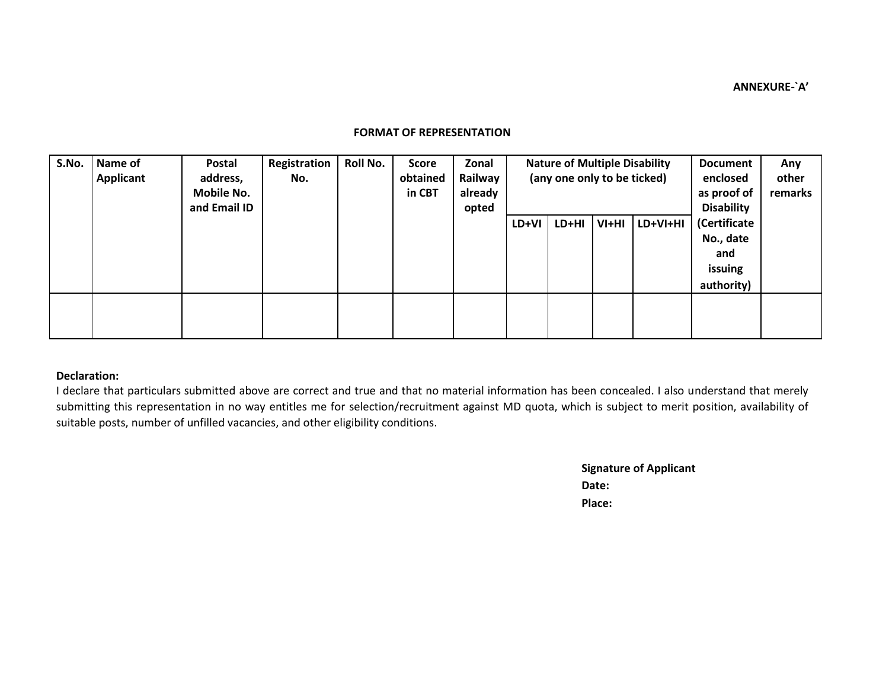**ANNEXURE-`A’**

**FORMAT OF REPRESENTATION**

| S.No. | Name of Applicant | Postal address, Mobile No. and Email ID | Registration No. | Roll No. | Score obtained in CBT | Zonal Railway already opted | Nature of Multiple Disability (any one only to be ticked) | | | | Document enclosed as proof of Disability (Certificate No., date and issuing authority) | Any other remarks |
|---|---|---|---|---|---|---|---|---|---|---|---|---|
| | | | | | | | LD+VI | LD+HI | VI+HI | LD+VI+HI | | |
| | | | | | | | | | | | | |

**Declaration:**
I declare that particulars submitted above are correct and true and that no material information has been concealed. I also understand that merely submitting this representation in no way entitles me for selection/recruitment against MD quota, which is subject to merit position, availability of suitable posts, number of unfilled vacancies, and other eligibility conditions.

**Signature of Applicant**
**Date:**
**Place:**